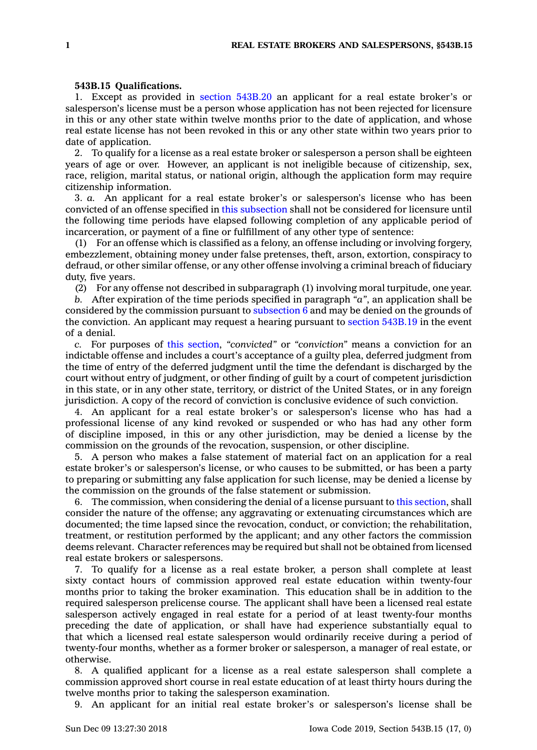**543B.15 Qualifications.**

1. Except as provided in section 543B.20 an applicant for a real estate broker's or salesperson's license must be a person whose application has not been rejected for licensure in this or any other state within twelve months prior to the date of application, and whose real estate license has not been revoked in this or any other state within two years prior to date of application.

2. To qualify for a license as a real estate broker or salesperson a person shall be eighteen years of age or over. However, an applicant is not ineligible because of citizenship, sex, race, religion, marital status, or national origin, although the application form may require citizenship information.

3. *a.* An applicant for a real estate broker's or salesperson's license who has been convicted of an offense specified in this subsection shall not be considered for licensure until the following time periods have elapsed following completion of any applicable period of incarceration, or payment of a fine or fulfillment of any other type of sentence:

(1) For an offense which is classified as a felony, an offense including or involving forgery, embezzlement, obtaining money under false pretenses, theft, arson, extortion, conspiracy to defraud, or other similar offense, or any other offense involving a criminal breach of fiduciary duty, five years.

(2) For any offense not described in subparagraph (1) involving moral turpitude, one year.

*b.* After expiration of the time periods specified in paragraph *"a"*, an application shall be considered by the commission pursuant to subsection 6 and may be denied on the grounds of the conviction. An applicant may request a hearing pursuant to section 543B.19 in the event of a denial.

*c.* For purposes of this section, *"convicted"* or *"conviction"* means a conviction for an indictable offense and includes a court's acceptance of a guilty plea, deferred judgment from the time of entry of the deferred judgment until the time the defendant is discharged by the court without entry of judgment, or other finding of guilt by a court of competent jurisdiction in this state, or in any other state, territory, or district of the United States, or in any foreign jurisdiction. A copy of the record of conviction is conclusive evidence of such conviction.

4. An applicant for a real estate broker's or salesperson's license who has had a professional license of any kind revoked or suspended or who has had any other form of discipline imposed, in this or any other jurisdiction, may be denied a license by the commission on the grounds of the revocation, suspension, or other discipline.

5. A person who makes a false statement of material fact on an application for a real estate broker's or salesperson's license, or who causes to be submitted, or has been a party to preparing or submitting any false application for such license, may be denied a license by the commission on the grounds of the false statement or submission.

6. The commission, when considering the denial of a license pursuant to this section, shall consider the nature of the offense; any aggravating or extenuating circumstances which are documented; the time lapsed since the revocation, conduct, or conviction; the rehabilitation, treatment, or restitution performed by the applicant; and any other factors the commission deems relevant. Character references may be required but shall not be obtained from licensed real estate brokers or salespersons.

7. To qualify for a license as a real estate broker, a person shall complete at least sixty contact hours of commission approved real estate education within twenty-four months prior to taking the broker examination. This education shall be in addition to the required salesperson prelicense course. The applicant shall have been a licensed real estate salesperson actively engaged in real estate for a period of at least twenty-four months preceding the date of application, or shall have had experience substantially equal to that which a licensed real estate salesperson would ordinarily receive during a period of twenty-four months, whether as a former broker or salesperson, a manager of real estate, or otherwise.

8. A qualified applicant for a license as a real estate salesperson shall complete a commission approved short course in real estate education of at least thirty hours during the twelve months prior to taking the salesperson examination.

9. An applicant for an initial real estate broker's or salesperson's license shall be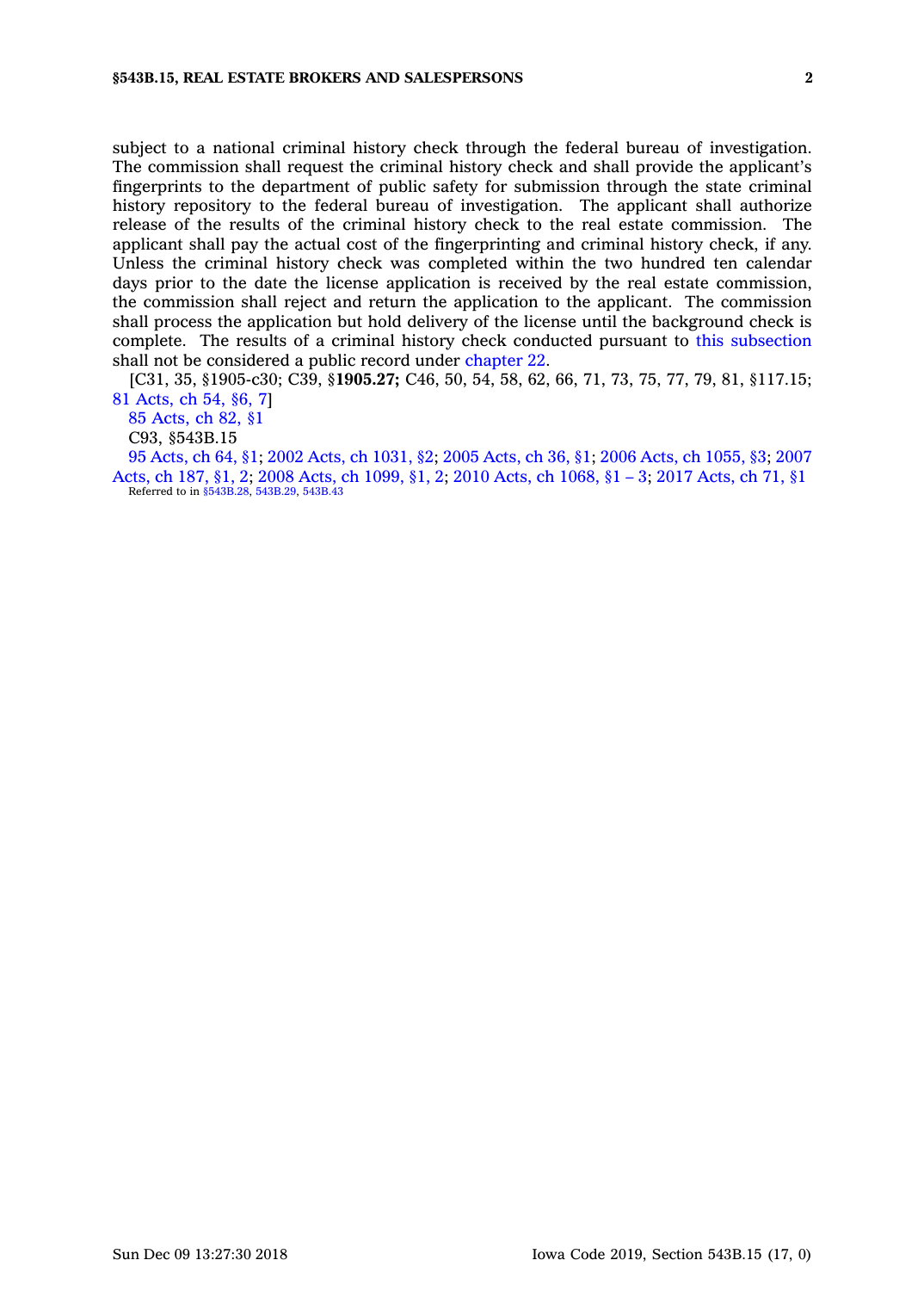subject to a national criminal history check through the federal bureau of investigation. The commission shall request the criminal history check and shall provide the applicant's fingerprints to the department of public safety for submission through the state criminal history repository to the federal bureau of investigation. The applicant shall authorize release of the results of the criminal history check to the real estate commission. The applicant shall pay the actual cost of the fingerprinting and criminal history check, if any. Unless the criminal history check was completed within the two hundred ten calendar days prior to the date the license application is received by the real estate commission, the commission shall reject and return the application to the applicant. The commission shall process the application but hold delivery of the license until the background check is complete. The results of a criminal history check conducted pursuant to this subsection shall not be considered a public record under chapter 22.

[C31, 35, §1905-c30; C39, §**1905.27;** C46, 50, 54, 58, 62, 66, 71, 73, 75, 77, 79, 81, §117.15; 81 Acts, ch 54, §6, 7]

85 Acts, ch 82, §1

C93, §543B.15

95 Acts, ch 64, §1; 2002 Acts, ch 1031, §2; 2005 Acts, ch 36, §1; 2006 Acts, ch 1055, §3; 2007 Acts, ch 187, §1, 2; 2008 Acts, ch 1099, §1, 2; 2010 Acts, ch 1068, §1 – 3; 2017 Acts, ch 71, §1

Referred to in §543B.28, 543B.29, 543B.43